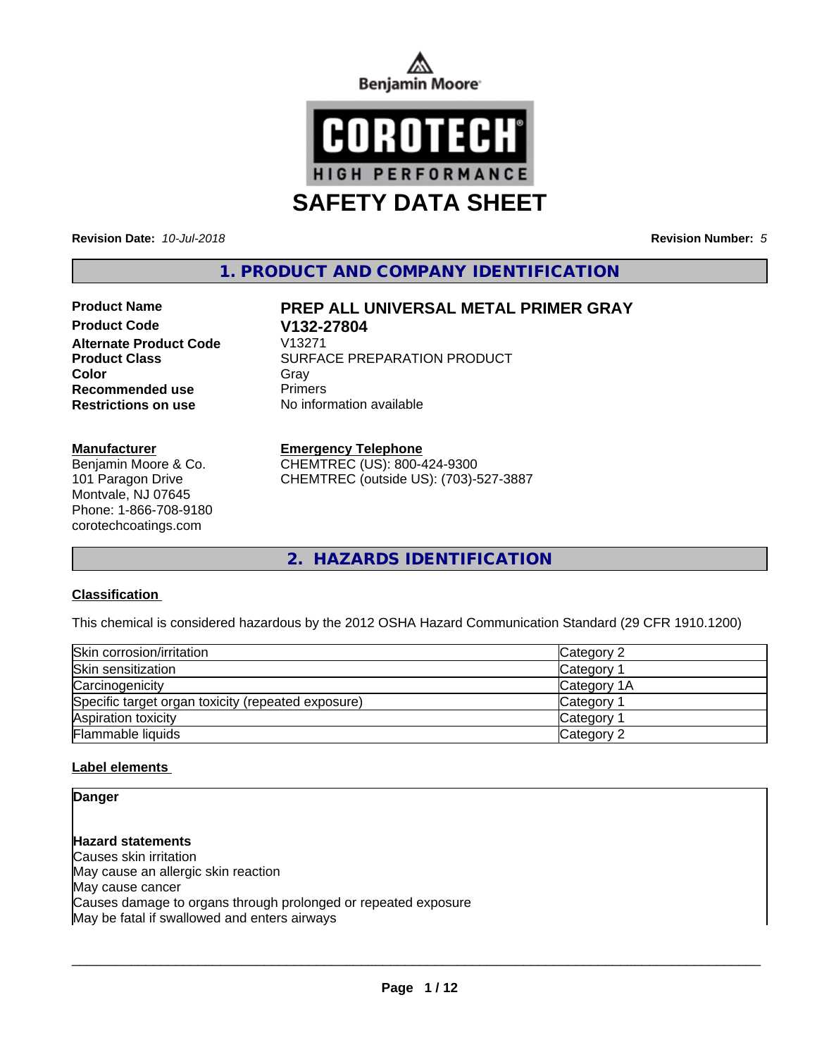Benjamin Moore

COROTECH
HIGH PERFORMANCE

# SAFETY DATA SHEET

**Revision Date:** *10-Jul-2018* **Revision Number:** *5*

## 1. PRODUCT AND COMPANY IDENTIFICATION

| | |
|---|---|
| **Product Name** | **PREP ALL UNIVERSAL METAL PRIMER GRAY** |
| **Product Code** | **V132-27804** |
| **Alternate Product Code** | V13271 |
| **Product Class** | SURFACE PREPARATION PRODUCT |
| **Color** | Gray |
| **Recommended use** | Primers |
| **Restrictions on use** | No information available |

**Manufacturer**
Benjamin Moore & Co.
101 Paragon Drive
Montvale, NJ 07645
Phone: 1-866-708-9180
corotechcoatings.com

**Emergency Telephone**
CHEMTREC (US): 800-424-9300
CHEMTREC (outside US): (703)-527-3887

## 2. HAZARDS IDENTIFICATION

**Classification**

This chemical is considered hazardous by the 2012 OSHA Hazard Communication Standard (29 CFR 1910.1200)

| | |
|---|---|
| Skin corrosion/irritation | Category 2 |
| Skin sensitization | Category 1 |
| Carcinogenicity | Category 1A |
| Specific target organ toxicity (repeated exposure) | Category 1 |
| Aspiration toxicity | Category 1 |
| Flammable liquids | Category 2 |

**Label elements**

**Danger**

**Hazard statements**
Causes skin irritation
May cause an allergic skin reaction
May cause cancer
Causes damage to organs through prolonged or repeated exposure
May be fatal if swallowed and enters airways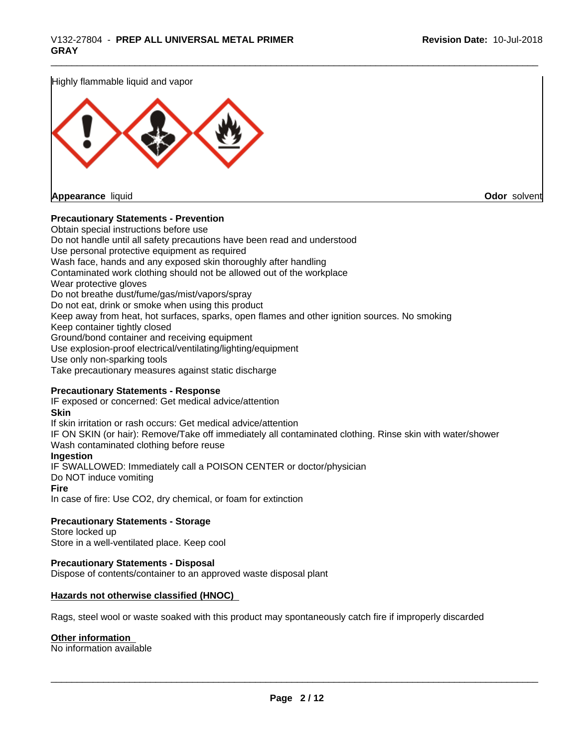Highly flammable liquid and vapor

**Appearance** liquid **Odor** solvent

**Precautionary Statements - Prevention**

Obtain special instructions before use
Do not handle until all safety precautions have been read and understood
Use personal protective equipment as required
Wash face, hands and any exposed skin thoroughly after handling
Contaminated work clothing should not be allowed out of the workplace
Wear protective gloves
Do not breathe dust/fume/gas/mist/vapors/spray
Do not eat, drink or smoke when using this product
Keep away from heat, hot surfaces, sparks, open flames and other ignition sources. No smoking
Keep container tightly closed
Ground/bond container and receiving equipment
Use explosion-proof electrical/ventilating/lighting/equipment
Use only non-sparking tools
Take precautionary measures against static discharge

**Precautionary Statements - Response**

IF exposed or concerned: Get medical advice/attention

**Skin**

If skin irritation or rash occurs: Get medical advice/attention
IF ON SKIN (or hair): Remove/Take off immediately all contaminated clothing. Rinse skin with water/shower
Wash contaminated clothing before reuse

**Ingestion**

IF SWALLOWED: Immediately call a POISON CENTER or doctor/physician
Do NOT induce vomiting

**Fire**

In case of fire: Use CO2, dry chemical, or foam for extinction

**Precautionary Statements - Storage**

Store locked up
Store in a well-ventilated place. Keep cool

**Precautionary Statements - Disposal**

Dispose of contents/container to an approved waste disposal plant

**Hazards not otherwise classified (HNOC)**

Rags, steel wool or waste soaked with this product may spontaneously catch fire if improperly discarded

**Other information**

No information available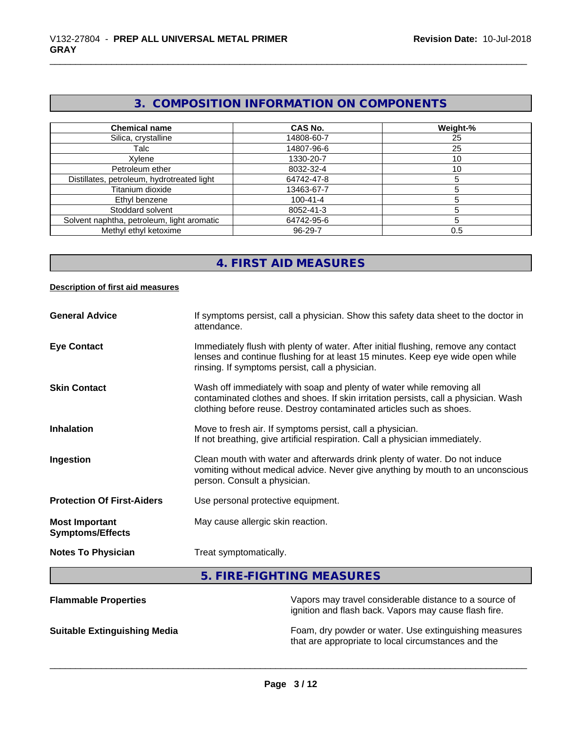## 3. COMPOSITION INFORMATION ON COMPONENTS

| Chemical name | CAS No. | Weight-% |
|---|---|---|
| Silica, crystalline | 14808-60-7 | 25 |
| Talc | 14807-96-6 | 25 |
| Xylene | 1330-20-7 | 10 |
| Petroleum ether | 8032-32-4 | 10 |
| Distillates, petroleum, hydrotreated light | 64742-47-8 | 5 |
| Titanium dioxide | 13463-67-7 | 5 |
| Ethyl benzene | 100-41-4 | 5 |
| Stoddard solvent | 8052-41-3 | 5 |
| Solvent naphtha, petroleum, light aromatic | 64742-95-6 | 5 |
| Methyl ethyl ketoxime | 96-29-7 | 0.5 |

## 4. FIRST AID MEASURES

**Description of first aid measures**

**General Advice** If symptoms persist, call a physician. Show this safety data sheet to the doctor in attendance.

**Eye Contact** Immediately flush with plenty of water. After initial flushing, remove any contact lenses and continue flushing for at least 15 minutes. Keep eye wide open while rinsing. If symptoms persist, call a physician.

**Skin Contact** Wash off immediately with soap and plenty of water while removing all contaminated clothes and shoes. If skin irritation persists, call a physician. Wash clothing before reuse. Destroy contaminated articles such as shoes.

**Inhalation** Move to fresh air. If symptoms persist, call a physician.
If not breathing, give artificial respiration. Call a physician immediately.

**Ingestion** Clean mouth with water and afterwards drink plenty of water. Do not induce vomiting without medical advice. Never give anything by mouth to an unconscious person. Consult a physician.

**Protection Of First-Aiders** Use personal protective equipment.

**Most Important Symptoms/Effects** May cause allergic skin reaction.

**Notes To Physician** Treat symptomatically.

## 5. FIRE-FIGHTING MEASURES

**Flammable Properties** Vapors may travel considerable distance to a source of ignition and flash back. Vapors may cause flash fire.

**Suitable Extinguishing Media** Foam, dry powder or water. Use extinguishing measures that are appropriate to local circumstances and the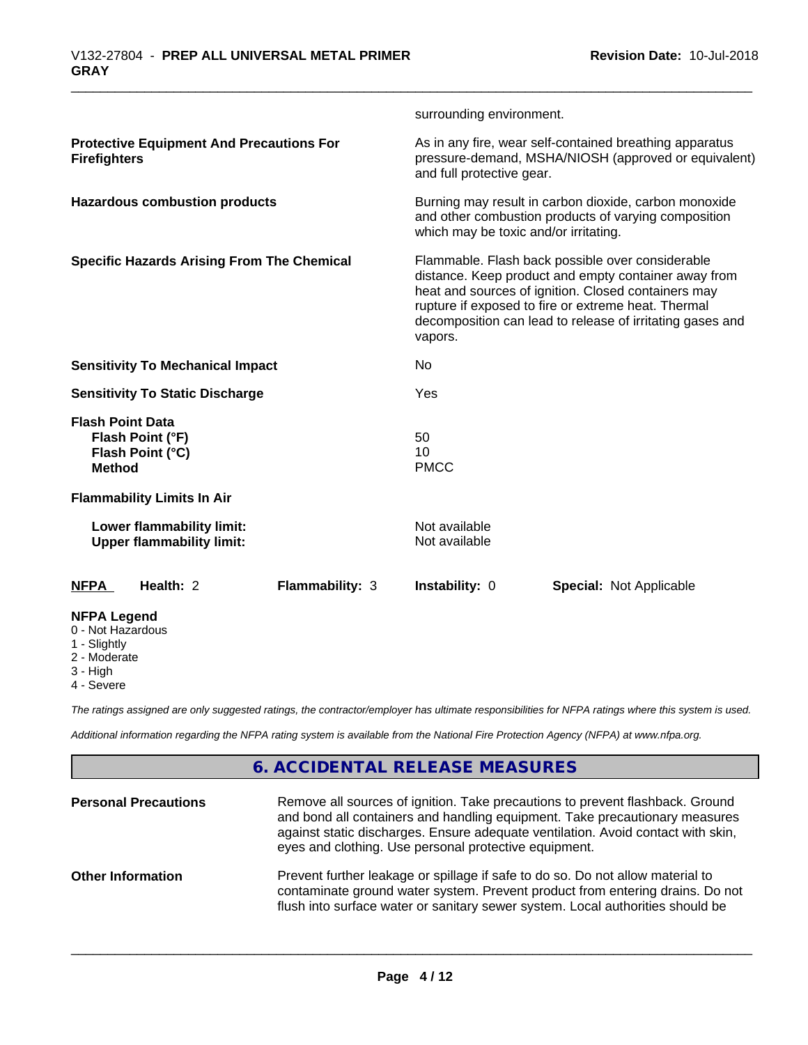| | |
|---|---|
| | surrounding environment. |
| **Protective Equipment And Precautions For Firefighters** | As in any fire, wear self-contained breathing apparatus pressure-demand, MSHA/NIOSH (approved or equivalent) and full protective gear. |
| **Hazardous combustion products** | Burning may result in carbon dioxide, carbon monoxide and other combustion products of varying composition which may be toxic and/or irritating. |
| **Specific Hazards Arising From The Chemical** | Flammable. Flash back possible over considerable distance. Keep product and empty container away from heat and sources of ignition. Closed containers may rupture if exposed to fire or extreme heat. Thermal decomposition can lead to release of irritating gases and vapors. |
| **Sensitivity To Mechanical Impact** | No |
| **Sensitivity To Static Discharge** | Yes |

**Flash Point Data**

| | |
|---|---|
| **Flash Point (°F)** | 50 |
| **Flash Point (°C)** | 10 |
| **Method** | PMCC |

**Flammability Limits In Air**

| | |
|---|---|
| **Lower flammability limit:** | Not available |
| **Upper flammability limit:** | Not available |

| **NFPA** | **Health:** 2 | **Flammability:** 3 | **Instability:** 0 | **Special:** Not Applicable |
|---|---|---|---|---|

**NFPA Legend**
- 0 - Not Hazardous
- 1 - Slightly
- 2 - Moderate
- 3 - High
- 4 - Severe

*The ratings assigned are only suggested ratings, the contractor/employer has ultimate responsibilities for NFPA ratings where this system is used.*

*Additional information regarding the NFPA rating system is available from the National Fire Protection Agency (NFPA) at www.nfpa.org.*

## 6. ACCIDENTAL RELEASE MEASURES

| | |
|---|---|
| **Personal Precautions** | Remove all sources of ignition. Take precautions to prevent flashback. Ground and bond all containers and handling equipment. Take precautionary measures against static discharges. Ensure adequate ventilation. Avoid contact with skin, eyes and clothing. Use personal protective equipment. |
| **Other Information** | Prevent further leakage or spillage if safe to do so. Do not allow material to contaminate ground water system. Prevent product from entering drains. Do not flush into surface water or sanitary sewer system. Local authorities should be |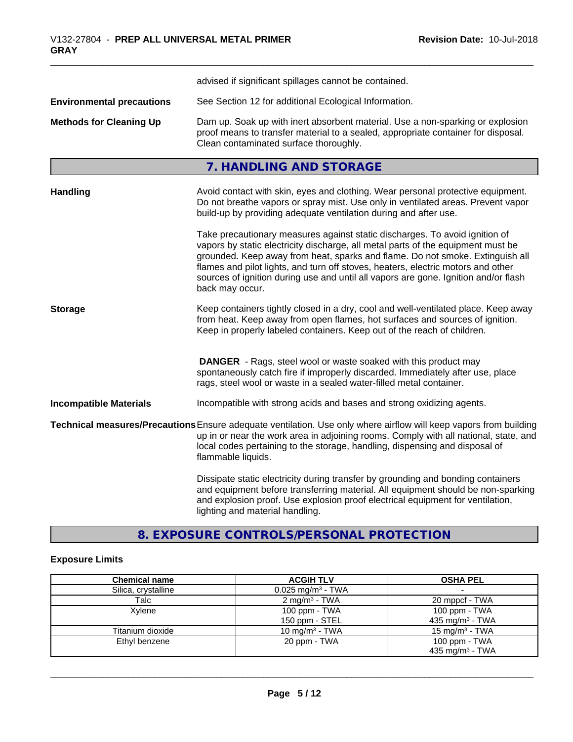advised if significant spillages cannot be contained.

**Environmental precautions** See Section 12 for additional Ecological Information.

**Methods for Cleaning Up** Dam up. Soak up with inert absorbent material. Use a non-sparking or explosion proof means to transfer material to a sealed, appropriate container for disposal. Clean contaminated surface thoroughly.

## 7. HANDLING AND STORAGE

**Handling** Avoid contact with skin, eyes and clothing. Wear personal protective equipment. Do not breathe vapors or spray mist. Use only in ventilated areas. Prevent vapor build-up by providing adequate ventilation during and after use.

Take precautionary measures against static discharges. To avoid ignition of vapors by static electricity discharge, all metal parts of the equipment must be grounded. Keep away from heat, sparks and flame. Do not smoke. Extinguish all flames and pilot lights, and turn off stoves, heaters, electric motors and other sources of ignition during use and until all vapors are gone. Ignition and/or flash back may occur.

**Storage** Keep containers tightly closed in a dry, cool and well-ventilated place. Keep away from heat. Keep away from open flames, hot surfaces and sources of ignition. Keep in properly labeled containers. Keep out of the reach of children.

**DANGER** - Rags, steel wool or waste soaked with this product may spontaneously catch fire if improperly discarded. Immediately after use, place rags, steel wool or waste in a sealed water-filled metal container.

**Incompatible Materials** Incompatible with strong acids and bases and strong oxidizing agents.

**Technical measures/Precautions** Ensure adequate ventilation. Use only where airflow will keep vapors from building up in or near the work area in adjoining rooms. Comply with all national, state, and local codes pertaining to the storage, handling, dispensing and disposal of flammable liquids.

Dissipate static electricity during transfer by grounding and bonding containers and equipment before transferring material. All equipment should be non-sparking and explosion proof. Use explosion proof electrical equipment for ventilation, lighting and material handling.

## 8. EXPOSURE CONTROLS/PERSONAL PROTECTION

### Exposure Limits

| Chemical name | ACGIH TLV | OSHA PEL |
|---|---|---|
| Silica, crystalline | 0.025 mg/m³ - TWA | - |
| Talc | 2 mg/m³ - TWA | 20 mppcf - TWA |
| Xylene | 100 ppm - TWA<br>150 ppm - STEL | 100 ppm - TWA<br>435 mg/m³ - TWA |
| Titanium dioxide | 10 mg/m³ - TWA | 15 mg/m³ - TWA |
| Ethyl benzene | 20 ppm - TWA | 100 ppm - TWA<br>435 mg/m³ - TWA |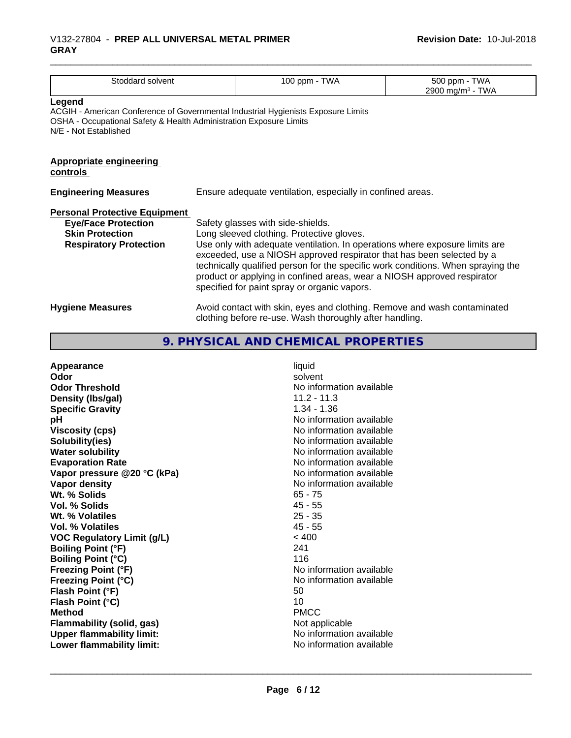| Stoddard solvent | 100 ppm - TWA | 500 ppm - TWA<br>2900 mg/m³ - TWA |
|---|---|---|

**Legend**

ACGIH - American Conference of Governmental Industrial Hygienists Exposure Limits
OSHA - Occupational Safety & Health Administration Exposure Limits
N/E - Not Established

**Appropriate engineering controls**

**Engineering Measures** Ensure adequate ventilation, especially in confined areas.

**Personal Protective Equipment**

**Eye/Face Protection** Safety glasses with side-shields.

**Skin Protection** Long sleeved clothing. Protective gloves.

**Respiratory Protection** Use only with adequate ventilation. In operations where exposure limits are exceeded, use a NIOSH approved respirator that has been selected by a technically qualified person for the specific work conditions. When spraying the product or applying in confined areas, wear a NIOSH approved respirator specified for paint spray or organic vapors.

**Hygiene Measures** Avoid contact with skin, eyes and clothing. Remove and wash contaminated clothing before re-use. Wash thoroughly after handling.

## 9. PHYSICAL AND CHEMICAL PROPERTIES

| | |
|---|---|
| **Appearance** | liquid |
| **Odor** | solvent |
| **Odor Threshold** | No information available |
| **Density (lbs/gal)** | 11.2 - 11.3 |
| **Specific Gravity** | 1.34 - 1.36 |
| **pH** | No information available |
| **Viscosity (cps)** | No information available |
| **Solubility(ies)** | No information available |
| **Water solubility** | No information available |
| **Evaporation Rate** | No information available |
| **Vapor pressure @20 °C (kPa)** | No information available |
| **Vapor density** | No information available |
| **Wt. % Solids** | 65 - 75 |
| **Vol. % Solids** | 45 - 55 |
| **Wt. % Volatiles** | 25 - 35 |
| **Vol. % Volatiles** | 45 - 55 |
| **VOC Regulatory Limit (g/L)** | < 400 |
| **Boiling Point (°F)** | 241 |
| **Boiling Point (°C)** | 116 |
| **Freezing Point (°F)** | No information available |
| **Freezing Point (°C)** | No information available |
| **Flash Point (°F)** | 50 |
| **Flash Point (°C)** | 10 |
| **Method** | PMCC |
| **Flammability (solid, gas)** | Not applicable |
| **Upper flammability limit:** | No information available |
| **Lower flammability limit:** | No information available |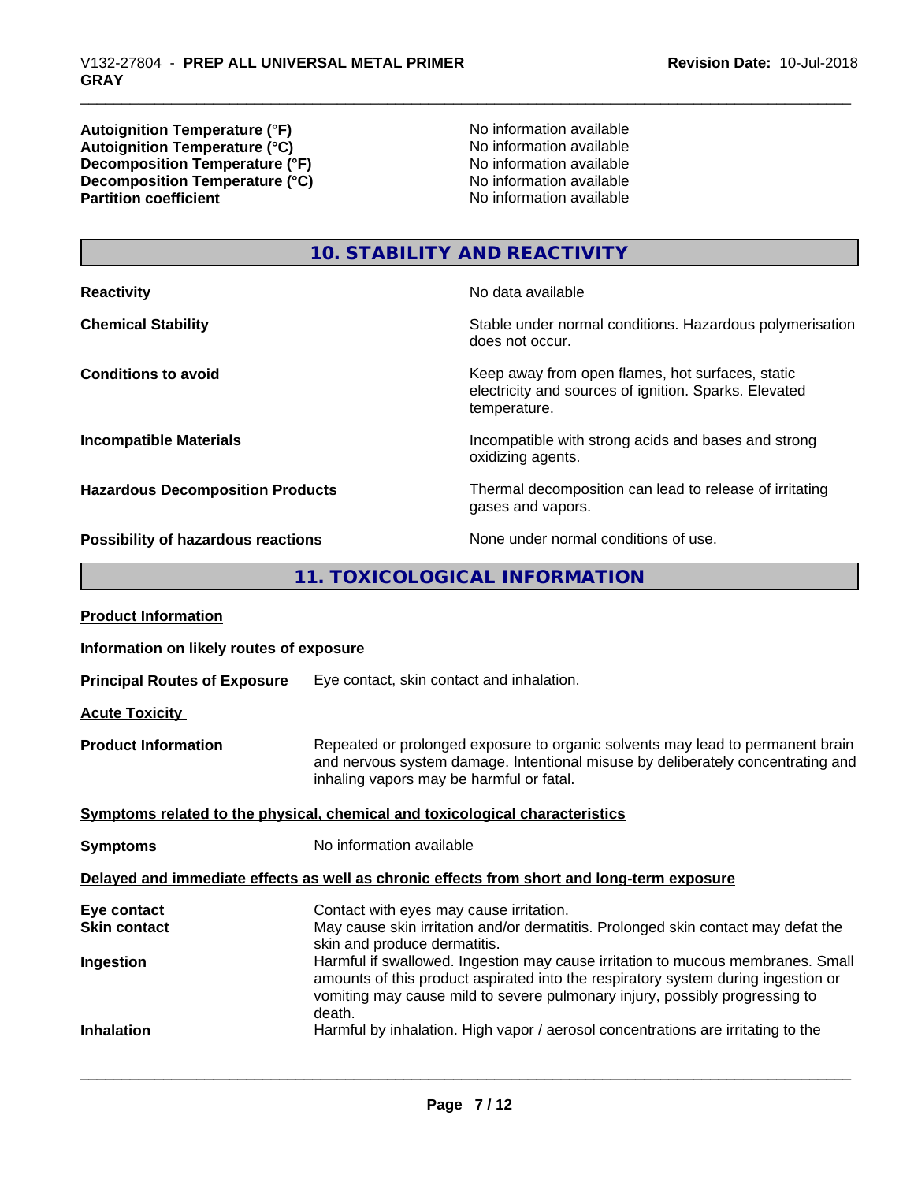| | |
|---|---|
| **Autoignition Temperature (°F)** | No information available |
| **Autoignition Temperature (°C)** | No information available |
| **Decomposition Temperature (°F)** | No information available |
| **Decomposition Temperature (°C)** | No information available |
| **Partition coefficient** | No information available |

## 10. STABILITY AND REACTIVITY

| | |
|---|---|
| **Reactivity** | No data available |
| **Chemical Stability** | Stable under normal conditions. Hazardous polymerisation does not occur. |
| **Conditions to avoid** | Keep away from open flames, hot surfaces, static electricity and sources of ignition. Sparks. Elevated temperature. |
| **Incompatible Materials** | Incompatible with strong acids and bases and strong oxidizing agents. |
| **Hazardous Decomposition Products** | Thermal decomposition can lead to release of irritating gases and vapors. |
| **Possibility of hazardous reactions** | None under normal conditions of use. |

## 11. TOXICOLOGICAL INFORMATION

**Product Information**

**Information on likely routes of exposure**

**Principal Routes of Exposure** Eye contact, skin contact and inhalation.

**Acute Toxicity**

**Product Information** Repeated or prolonged exposure to organic solvents may lead to permanent brain and nervous system damage. Intentional misuse by deliberately concentrating and inhaling vapors may be harmful or fatal.

**Symptoms related to the physical, chemical and toxicological characteristics**

**Symptoms** No information available

**Delayed and immediate effects as well as chronic effects from short and long-term exposure**

| | |
|---|---|
| **Eye contact** | Contact with eyes may cause irritation. |
| **Skin contact** | May cause skin irritation and/or dermatitis. Prolonged skin contact may defat the skin and produce dermatitis. |
| **Ingestion** | Harmful if swallowed. Ingestion may cause irritation to mucous membranes. Small amounts of this product aspirated into the respiratory system during ingestion or vomiting may cause mild to severe pulmonary injury, possibly progressing to death. |
| **Inhalation** | Harmful by inhalation. High vapor / aerosol concentrations are irritating to the |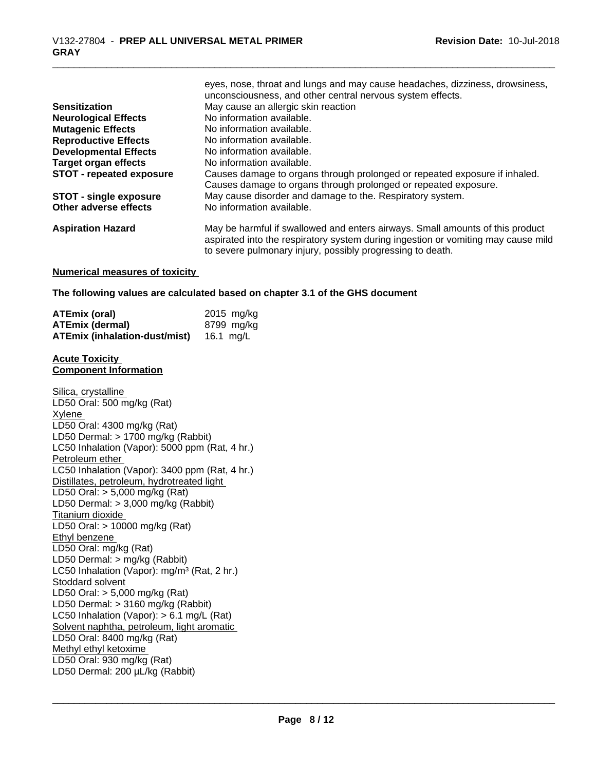eyes, nose, throat and lungs and may cause headaches, dizziness, drowsiness, unconsciousness, and other central nervous system effects.

| | |
|---|---|
| **Sensitization** | May cause an allergic skin reaction |
| **Neurological Effects** | No information available. |
| **Mutagenic Effects** | No information available. |
| **Reproductive Effects** | No information available. |
| **Developmental Effects** | No information available. |
| **Target organ effects** | No information available. |
| **STOT - repeated exposure** | Causes damage to organs through prolonged or repeated exposure if inhaled. Causes damage to organs through prolonged or repeated exposure. |
| **STOT - single exposure** | May cause disorder and damage to the. Respiratory system. |
| **Other adverse effects** | No information available. |
| **Aspiration Hazard** | May be harmful if swallowed and enters airways. Small amounts of this product aspirated into the respiratory system during ingestion or vomiting may cause mild to severe pulmonary injury, possibly progressing to death. |

**Numerical measures of toxicity**

**The following values are calculated based on chapter 3.1 of the GHS document**

| | |
|---|---|
| **ATEmix (oral)** | 2015 mg/kg |
| **ATEmix (dermal)** | 8799 mg/kg |
| **ATEmix (inhalation-dust/mist)** | 16.1 mg/L |

**Acute Toxicity**
**Component Information**

Silica, crystalline
LD50 Oral: 500 mg/kg (Rat)
Xylene
LD50 Oral: 4300 mg/kg (Rat)
LD50 Dermal: > 1700 mg/kg (Rabbit)
LC50 Inhalation (Vapor): 5000 ppm (Rat, 4 hr.)
Petroleum ether
LC50 Inhalation (Vapor): 3400 ppm (Rat, 4 hr.)
Distillates, petroleum, hydrotreated light
LD50 Oral: > 5,000 mg/kg (Rat)
LD50 Dermal: > 3,000 mg/kg (Rabbit)
Titanium dioxide
LD50 Oral: > 10000 mg/kg (Rat)
Ethyl benzene
LD50 Oral: mg/kg (Rat)
LD50 Dermal: > mg/kg (Rabbit)
LC50 Inhalation (Vapor): mg/m³ (Rat, 2 hr.)
Stoddard solvent
LD50 Oral: > 5,000 mg/kg (Rat)
LD50 Dermal: > 3160 mg/kg (Rabbit)
LC50 Inhalation (Vapor): > 6.1 mg/L (Rat)
Solvent naphtha, petroleum, light aromatic
LD50 Oral: 8400 mg/kg (Rat)
Methyl ethyl ketoxime
LD50 Oral: 930 mg/kg (Rat)
LD50 Dermal: 200 µL/kg (Rabbit)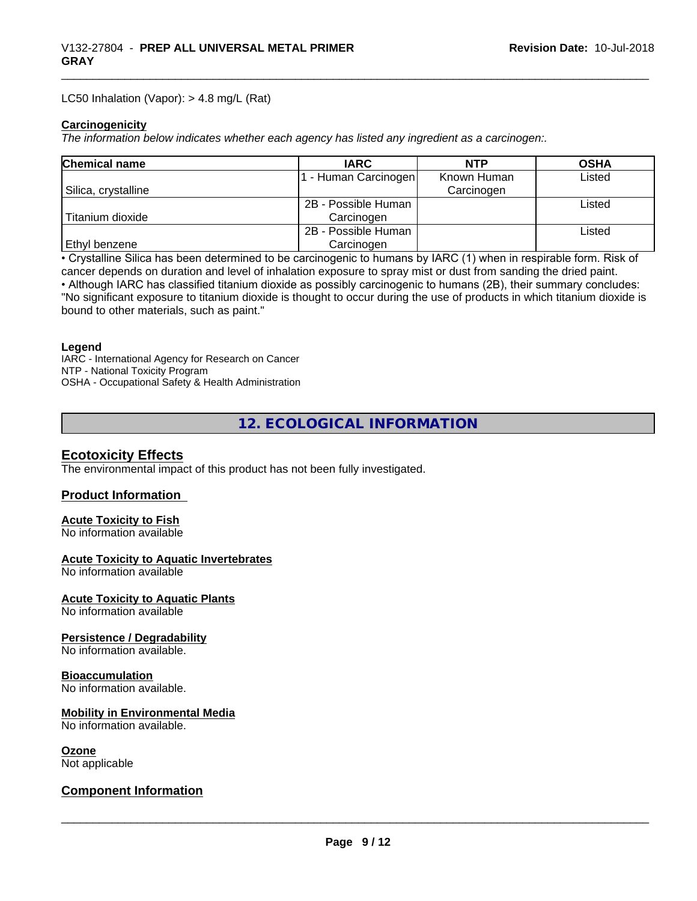LC50 Inhalation (Vapor): > 4.8 mg/L (Rat)

**Carcinogenicity**

*The information below indicates whether each agency has listed any ingredient as a carcinogen:.*

| Chemical name | IARC | NTP | OSHA |
|---|---|---|---|
| Silica, crystalline | 1 - Human Carcinogen | Known Human Carcinogen | Listed |
| Titanium dioxide | 2B - Possible Human Carcinogen | | Listed |
| Ethyl benzene | 2B - Possible Human Carcinogen | | Listed |

• Crystalline Silica has been determined to be carcinogenic to humans by IARC (1) when in respirable form. Risk of cancer depends on duration and level of inhalation exposure to spray mist or dust from sanding the dried paint.
• Although IARC has classified titanium dioxide as possibly carcinogenic to humans (2B), their summary concludes: "No significant exposure to titanium dioxide is thought to occur during the use of products in which titanium dioxide is bound to other materials, such as paint."

**Legend**

IARC - International Agency for Research on Cancer
NTP - National Toxicity Program
OSHA - Occupational Safety & Health Administration

## 12. ECOLOGICAL INFORMATION

### Ecotoxicity Effects

The environmental impact of this product has not been fully investigated.

### Product Information

**Acute Toxicity to Fish**
No information available

**Acute Toxicity to Aquatic Invertebrates**
No information available

**Acute Toxicity to Aquatic Plants**
No information available

**Persistence / Degradability**
No information available.

**Bioaccumulation**
No information available.

**Mobility in Environmental Media**
No information available.

**Ozone**
Not applicable

### Component Information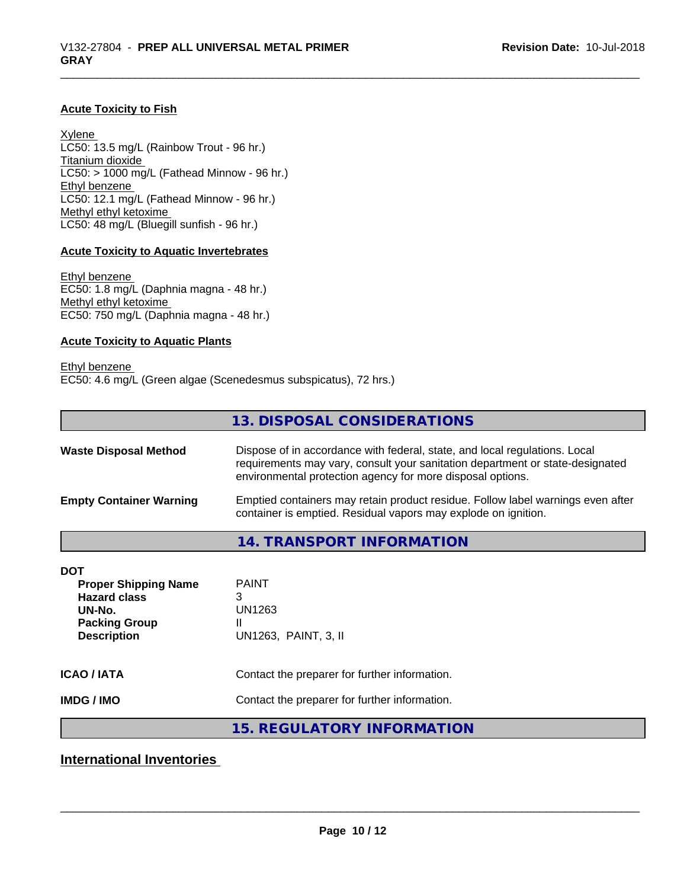**Acute Toxicity to Fish**

Xylene
LC50: 13.5 mg/L (Rainbow Trout - 96 hr.)
Titanium dioxide
LC50: > 1000 mg/L (Fathead Minnow - 96 hr.)
Ethyl benzene
LC50: 12.1 mg/L (Fathead Minnow - 96 hr.)
Methyl ethyl ketoxime
LC50: 48 mg/L (Bluegill sunfish - 96 hr.)

**Acute Toxicity to Aquatic Invertebrates**

Ethyl benzene
EC50: 1.8 mg/L (Daphnia magna - 48 hr.)
Methyl ethyl ketoxime
EC50: 750 mg/L (Daphnia magna - 48 hr.)

**Acute Toxicity to Aquatic Plants**

Ethyl benzene
EC50: 4.6 mg/L (Green algae (Scenedesmus subspicatus), 72 hrs.)

## 13. DISPOSAL CONSIDERATIONS

**Waste Disposal Method** — Dispose of in accordance with federal, state, and local regulations. Local requirements may vary, consult your sanitation department or state-designated environmental protection agency for more disposal options.

**Empty Container Warning** — Emptied containers may retain product residue. Follow label warnings even after container is emptied. Residual vapors may explode on ignition.

## 14. TRANSPORT INFORMATION

**DOT**

| | |
|---|---|
| **Proper Shipping Name** | PAINT |
| **Hazard class** | 3 |
| **UN-No.** | UN1263 |
| **Packing Group** | II |
| **Description** | UN1263, PAINT, 3, II |

**ICAO / IATA** — Contact the preparer for further information.

**IMDG / IMO** — Contact the preparer for further information.

## 15. REGULATORY INFORMATION

### International Inventories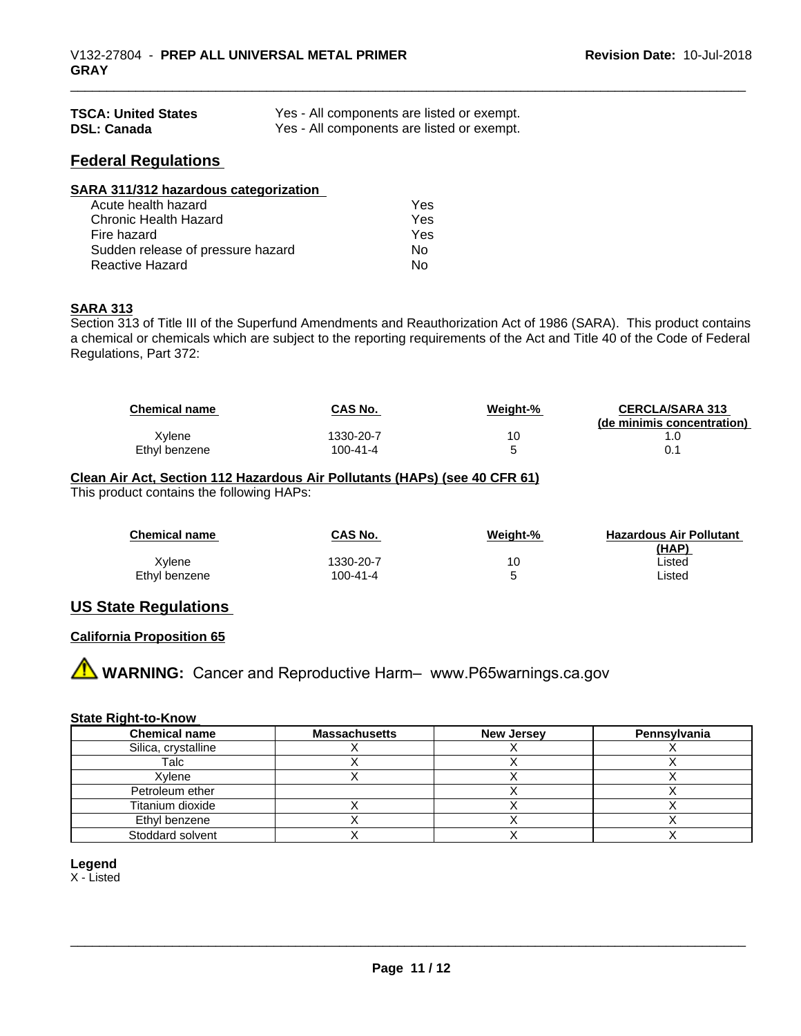| | |
|---|---|
| **TSCA: United States** | Yes - All components are listed or exempt. |
| **DSL: Canada** | Yes - All components are listed or exempt. |

## Federal Regulations

**SARA 311/312 hazardous categorization**

| | |
|---|---|
| Acute health hazard | Yes |
| Chronic Health Hazard | Yes |
| Fire hazard | Yes |
| Sudden release of pressure hazard | No |
| Reactive Hazard | No |

**SARA 313**

Section 313 of Title III of the Superfund Amendments and Reauthorization Act of 1986 (SARA). This product contains a chemical or chemicals which are subject to the reporting requirements of the Act and Title 40 of the Code of Federal Regulations, Part 372:

| Chemical name | CAS No. | Weight-% | CERCLA/SARA 313 (de minimis concentration) |
|---|---|---|---|
| Xylene | 1330-20-7 | 10 | 1.0 |
| Ethyl benzene | 100-41-4 | 5 | 0.1 |

**Clean Air Act, Section 112 Hazardous Air Pollutants (HAPs) (see 40 CFR 61)**

This product contains the following HAPs:

| Chemical name | CAS No. | Weight-% | Hazardous Air Pollutant (HAP) |
|---|---|---|---|
| Xylene | 1330-20-7 | 10 | Listed |
| Ethyl benzene | 100-41-4 | 5 | Listed |

## US State Regulations

**California Proposition 65**

⚠ **WARNING:** Cancer and Reproductive Harm– www.P65warnings.ca.gov

**State Right-to-Know**

| Chemical name | Massachusetts | New Jersey | Pennsylvania |
|---|---|---|---|
| Silica, crystalline | X | X | X |
| Talc | X | X | X |
| Xylene | X | X | X |
| Petroleum ether | | X | X |
| Titanium dioxide | X | X | X |
| Ethyl benzene | X | X | X |
| Stoddard solvent | X | X | X |

**Legend**

X - Listed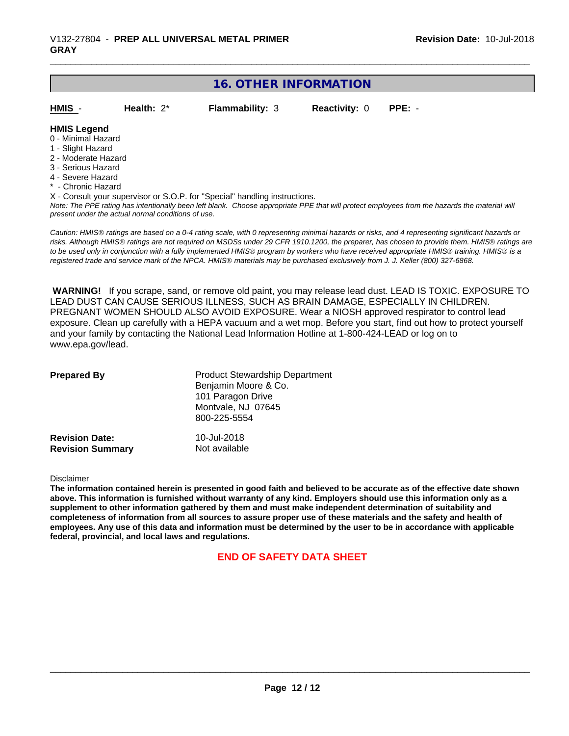## 16. OTHER INFORMATION

| HMIS - | Health: 2* | Flammability: 3 | Reactivity: 0 | PPE: - |
| --- | --- | --- | --- | --- |

**HMIS Legend**

0 - Minimal Hazard
1 - Slight Hazard
2 - Moderate Hazard
3 - Serious Hazard
4 - Severe Hazard
* - Chronic Hazard
X - Consult your supervisor or S.O.P. for "Special" handling instructions.

*Note: The PPE rating has intentionally been left blank. Choose appropriate PPE that will protect employees from the hazards the material will present under the actual normal conditions of use.*

*Caution: HMIS® ratings are based on a 0-4 rating scale, with 0 representing minimal hazards or risks, and 4 representing significant hazards or risks. Although HMIS® ratings are not required on MSDSs under 29 CFR 1910.1200, the preparer, has chosen to provide them. HMIS® ratings are to be used only in conjunction with a fully implemented HMIS® program by workers who have received appropriate HMIS® training. HMIS® is a registered trade and service mark of the NPCA. HMIS® materials may be purchased exclusively from J. J. Keller (800) 327-6868.*

**WARNING!** If you scrape, sand, or remove old paint, you may release lead dust. LEAD IS TOXIC. EXPOSURE TO LEAD DUST CAN CAUSE SERIOUS ILLNESS, SUCH AS BRAIN DAMAGE, ESPECIALLY IN CHILDREN. PREGNANT WOMEN SHOULD ALSO AVOID EXPOSURE. Wear a NIOSH approved respirator to control lead exposure. Clean up carefully with a HEPA vacuum and a wet mop. Before you start, find out how to protect yourself and your family by contacting the National Lead Information Hotline at 1-800-424-LEAD or log on to www.epa.gov/lead.

**Prepared By**
Product Stewardship Department
Benjamin Moore & Co.
101 Paragon Drive
Montvale, NJ 07645
800-225-5554

**Revision Date:** 10-Jul-2018
**Revision Summary** Not available

Disclaimer

**The information contained herein is presented in good faith and believed to be accurate as of the effective date shown above. This information is furnished without warranty of any kind. Employers should use this information only as a supplement to other information gathered by them and must make independent determination of suitability and completeness of information from all sources to assure proper use of these materials and the safety and health of employees. Any use of this data and information must be determined by the user to be in accordance with applicable federal, provincial, and local laws and regulations.**

**END OF SAFETY DATA SHEET**